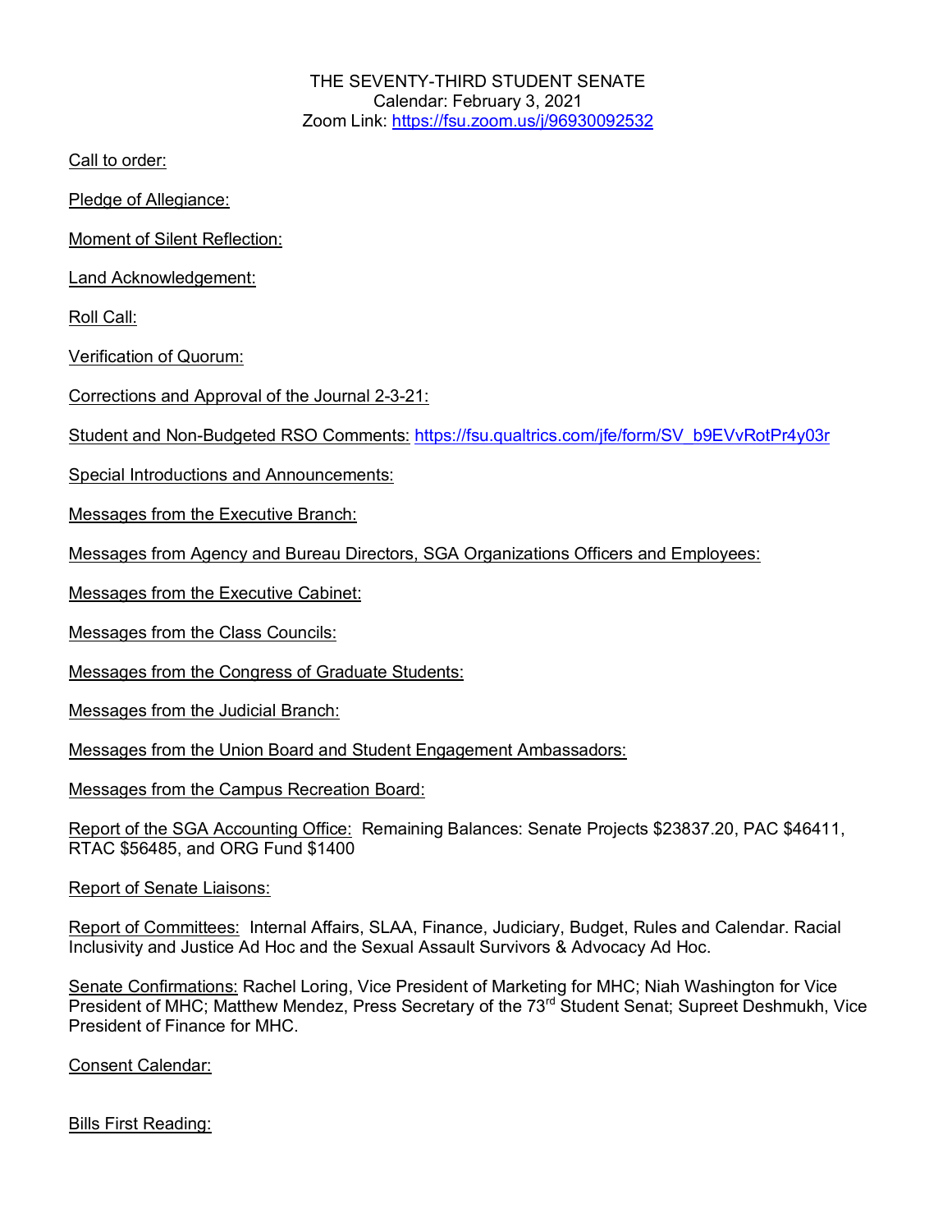THE SEVENTY-THIRD STUDENT SENATE
Calendar: February 3, 2021
Zoom Link: https://fsu.zoom.us/j/96930092532

<u>Call to order:</u>

<u>Pledge of Allegiance:</u>

<u>Moment of Silent Reflection:</u>

<u>Land Acknowledgement:</u>

<u>Roll Call:</u>

<u>Verification of Quorum:</u>

<u>Corrections and Approval of the Journal 2-3-21:</u>

<u>Student and Non-Budgeted RSO Comments:</u> https://fsu.qualtrics.com/jfe/form/SV_b9EVvRotPr4y03r

<u>Special Introductions and Announcements:</u>

<u>Messages from the Executive Branch:</u>

<u>Messages from Agency and Bureau Directors, SGA Organizations Officers and Employees:</u>

<u>Messages from the Executive Cabinet:</u>

<u>Messages from the Class Councils:</u>

<u>Messages from the Congress of Graduate Students:</u>

<u>Messages from the Judicial Branch:</u>

<u>Messages from the Union Board and Student Engagement Ambassadors:</u>

<u>Messages from the Campus Recreation Board:</u>

<u>Report of the SGA Accounting Office:</u> Remaining Balances: Senate Projects $23837.20, PAC $46411, RTAC $56485, and ORG Fund $1400

<u>Report of Senate Liaisons:</u>

<u>Report of Committees:</u> Internal Affairs, SLAA, Finance, Judiciary, Budget, Rules and Calendar. Racial Inclusivity and Justice Ad Hoc and the Sexual Assault Survivors & Advocacy Ad Hoc.

<u>Senate Confirmations:</u> Rachel Loring, Vice President of Marketing for MHC; Niah Washington for Vice President of MHC; Matthew Mendez, Press Secretary of the 73rd Student Senat; Supreet Deshmukh, Vice President of Finance for MHC.

<u>Consent Calendar:</u>

<u>Bills First Reading:</u>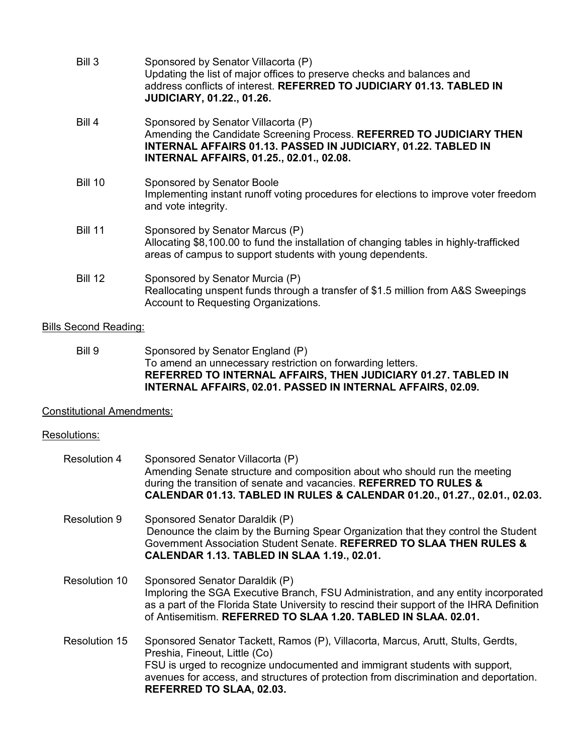Bill 3 Sponsored by Senator Villacorta (P)
Updating the list of major offices to preserve checks and balances and address conflicts of interest. **REFERRED TO JUDICIARY 01.13. TABLED IN JUDICIARY, 01.22., 01.26.**

Bill 4 Sponsored by Senator Villacorta (P)
Amending the Candidate Screening Process. **REFERRED TO JUDICIARY THEN INTERNAL AFFAIRS 01.13. PASSED IN JUDICIARY, 01.22. TABLED IN INTERNAL AFFAIRS, 01.25., 02.01., 02.08.**

Bill 10 Sponsored by Senator Boole
Implementing instant runoff voting procedures for elections to improve voter freedom and vote integrity.

Bill 11 Sponsored by Senator Marcus (P)
Allocating $8,100.00 to fund the installation of changing tables in highly-trafficked areas of campus to support students with young dependents.

Bill 12 Sponsored by Senator Murcia (P)
Reallocating unspent funds through a transfer of $1.5 million from A&S Sweepings Account to Requesting Organizations.

<u>Bills Second Reading:</u>

Bill 9 Sponsored by Senator England (P)
To amend an unnecessary restriction on forwarding letters.
**REFERRED TO INTERNAL AFFAIRS, THEN JUDICIARY 01.27. TABLED IN INTERNAL AFFAIRS, 02.01. PASSED IN INTERNAL AFFAIRS, 02.09.**

<u>Constitutional Amendments:</u>

<u>Resolutions:</u>

Resolution 4 Sponsored Senator Villacorta (P)
Amending Senate structure and composition about who should run the meeting during the transition of senate and vacancies. **REFERRED TO RULES & CALENDAR 01.13. TABLED IN RULES & CALENDAR 01.20., 01.27., 02.01., 02.03.**

Resolution 9 Sponsored Senator Daraldik (P)
Denounce the claim by the Burning Spear Organization that they control the Student Government Association Student Senate. **REFERRED TO SLAA THEN RULES & CALENDAR 1.13. TABLED IN SLAA 1.19., 02.01.**

Resolution 10 Sponsored Senator Daraldik (P)
Imploring the SGA Executive Branch, FSU Administration, and any entity incorporated as a part of the Florida State University to rescind their support of the IHRA Definition of Antisemitism. **REFERRED TO SLAA 1.20. TABLED IN SLAA. 02.01.**

Resolution 15 Sponsored Senator Tackett, Ramos (P), Villacorta, Marcus, Arutt, Stults, Gerdts, Preshia, Fineout, Little (Co)
FSU is urged to recognize undocumented and immigrant students with support, avenues for access, and structures of protection from discrimination and deportation. **REFERRED TO SLAA, 02.03.**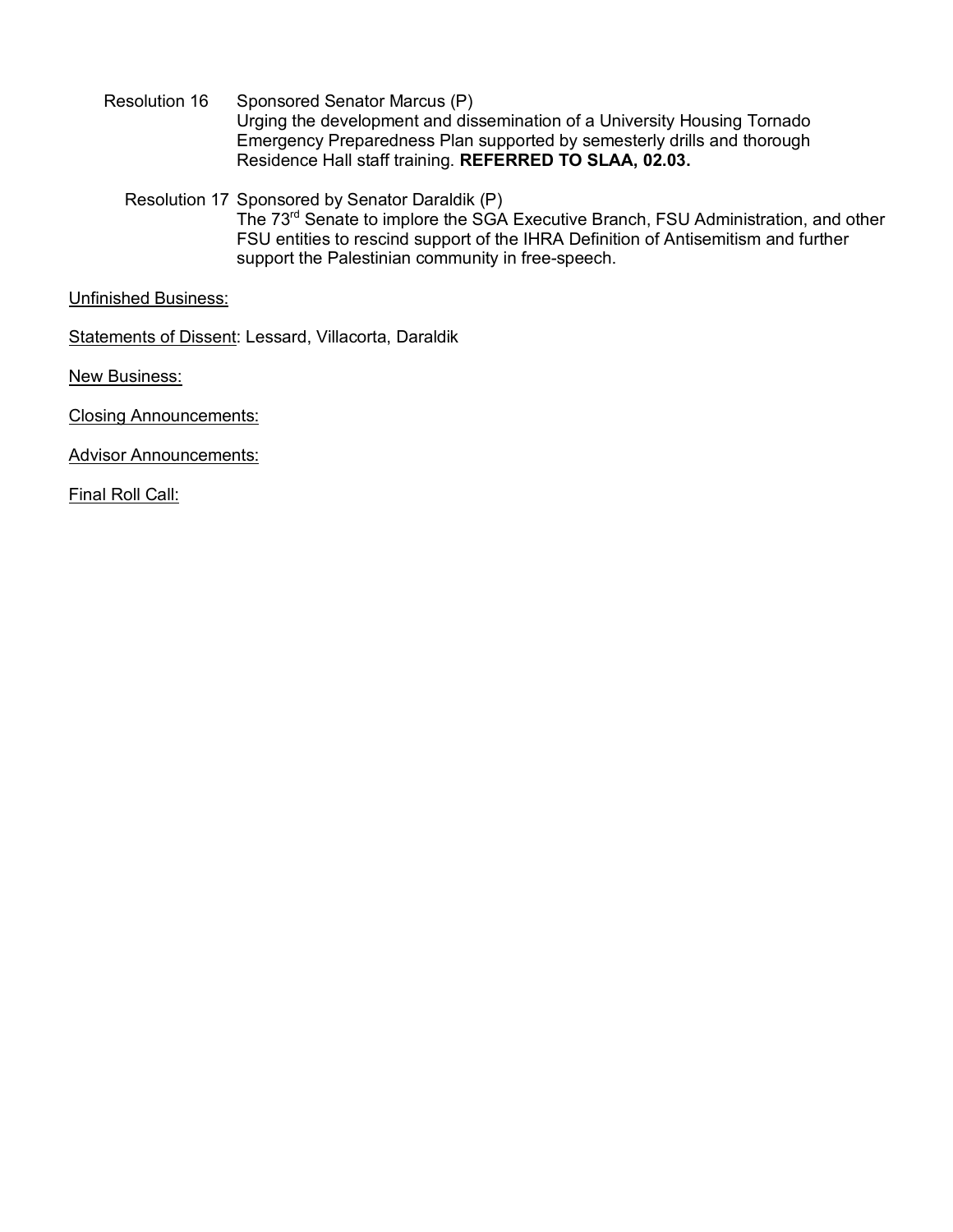Resolution 16 Sponsored Senator Marcus (P)
Urging the development and dissemination of a University Housing Tornado Emergency Preparedness Plan supported by semesterly drills and thorough Residence Hall staff training. **REFERRED TO SLAA, 02.03.**

Resolution 17 Sponsored by Senator Daraldik (P)
The 73rd Senate to implore the SGA Executive Branch, FSU Administration, and other FSU entities to rescind support of the IHRA Definition of Antisemitism and further support the Palestinian community in free-speech.

<u>Unfinished Business:</u>

<u>Statements of Dissent</u>: Lessard, Villacorta, Daraldik

<u>New Business:</u>

<u>Closing Announcements:</u>

<u>Advisor Announcements:</u>

<u>Final Roll Call:</u>